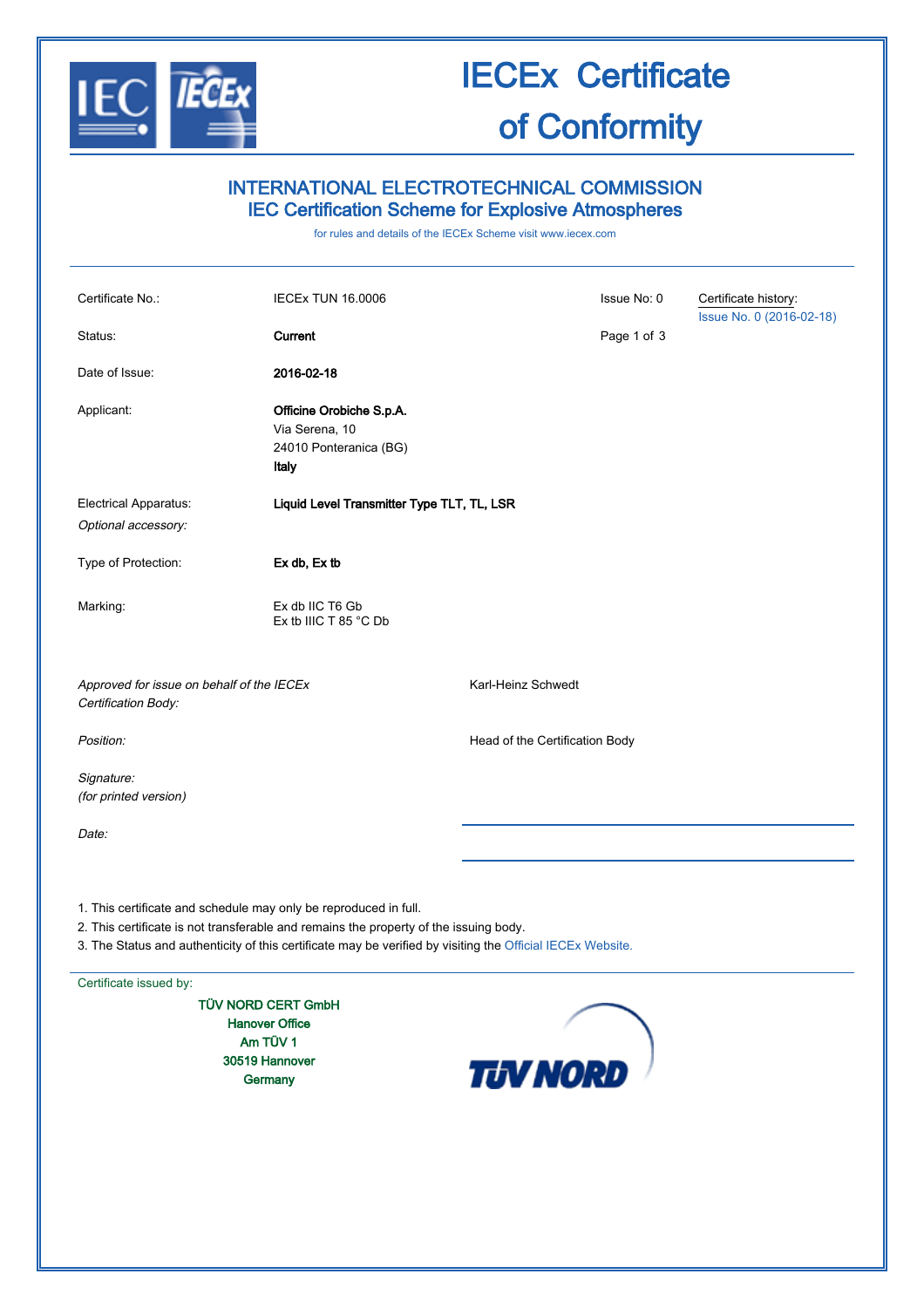# IECEx Certificate of Conformity

## INTERNATIONAL ELECTROTECHNICAL COMMISSION
## IEC Certification Scheme for Explosive Atmospheres

for rules and details of the IECEx Scheme visit www.iecex.com

| | | | |
|---|---|---|---|
| Certificate No.: | IECEx TUN 16.0006 | Issue No: 0 | Certificate history: Issue No. 0 (2016-02-18) |
| Status: | **Current** | | |
| Date of Issue: | **2016-02-18** | | |
| Applicant: | **Officine Orobiche S.p.A.**<br>Via Serena, 10<br>24010 Ponteranica (BG)<br>**Italy** | | |
| Electrical Apparatus:<br>*Optional accessory:* | **Liquid Level Transmitter Type TLT, TL, LSR** | | |
| Type of Protection: | **Ex db, Ex tb** | | |
| Marking: | Ex db IIC T6 Gb<br>Ex tb IIIC T 85 °C Db | | |

| | |
|---|---|
| *Approved for issue on behalf of the IECEx Certification Body:* | Karl-Heinz Schwedt |
| *Position:* | Head of the Certification Body |
| *Signature:*<br>*(for printed version)* | |
| *Date:* | |

1. This certificate and schedule may only be reproduced in full.
2. This certificate is not transferable and remains the property of the issuing body.
3. The Status and authenticity of this certificate may be verified by visiting the Official IECEx Website.

Certificate issued by:

**TÜV NORD CERT GmbH**
**Hanover Office**
**Am TÜV 1**
**30519 Hannover**
**Germany**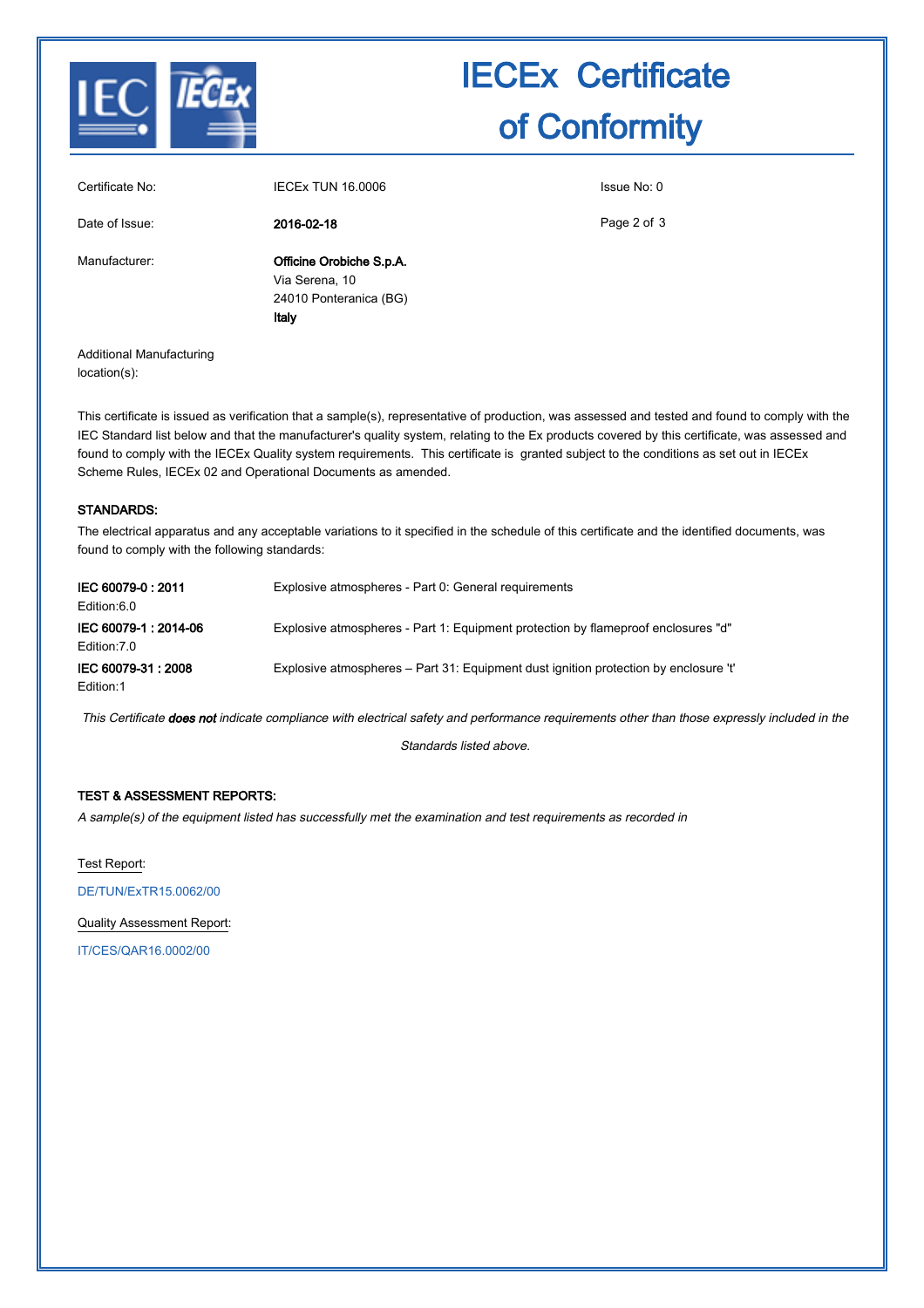# IECEx Certificate of Conformity

| | | |
|---|---|---|
| Certificate No: | IECEx TUN 16.0006 | Issue No: 0 |
| Date of Issue: | **2016-02-18** | |
| Manufacturer: | **Officine Orobiche S.p.A.**<br>Via Serena, 10<br>24010 Ponteranica (BG)<br>**Italy** | |
| Additional Manufacturing location(s): | | |

This certificate is issued as verification that a sample(s), representative of production, was assessed and tested and found to comply with the IEC Standard list below and that the manufacturer's quality system, relating to the Ex products covered by this certificate, was assessed and found to comply with the IECEx Quality system requirements. This certificate is granted subject to the conditions as set out in IECEx Scheme Rules, IECEx 02 and Operational Documents as amended.

### STANDARDS:

The electrical apparatus and any acceptable variations to it specified in the schedule of this certificate and the identified documents, was found to comply with the following standards:

| | |
|---|---|
| **IEC 60079-0 : 2011**<br>Edition:6.0 | Explosive atmospheres - Part 0: General requirements |
| **IEC 60079-1 : 2014-06**<br>Edition:7.0 | Explosive atmospheres - Part 1: Equipment protection by flameproof enclosures "d" |
| **IEC 60079-31 : 2008**<br>Edition:1 | Explosive atmospheres – Part 31: Equipment dust ignition protection by enclosure 't' |

*This Certificate **does not** indicate compliance with electrical safety and performance requirements other than those expressly included in the Standards listed above.*

### TEST & ASSESSMENT REPORTS:

*A sample(s) of the equipment listed has successfully met the examination and test requirements as recorded in*

Test Report:

DE/TUN/ExTR15.0062/00

Quality Assessment Report:

IT/CES/QAR16.0002/00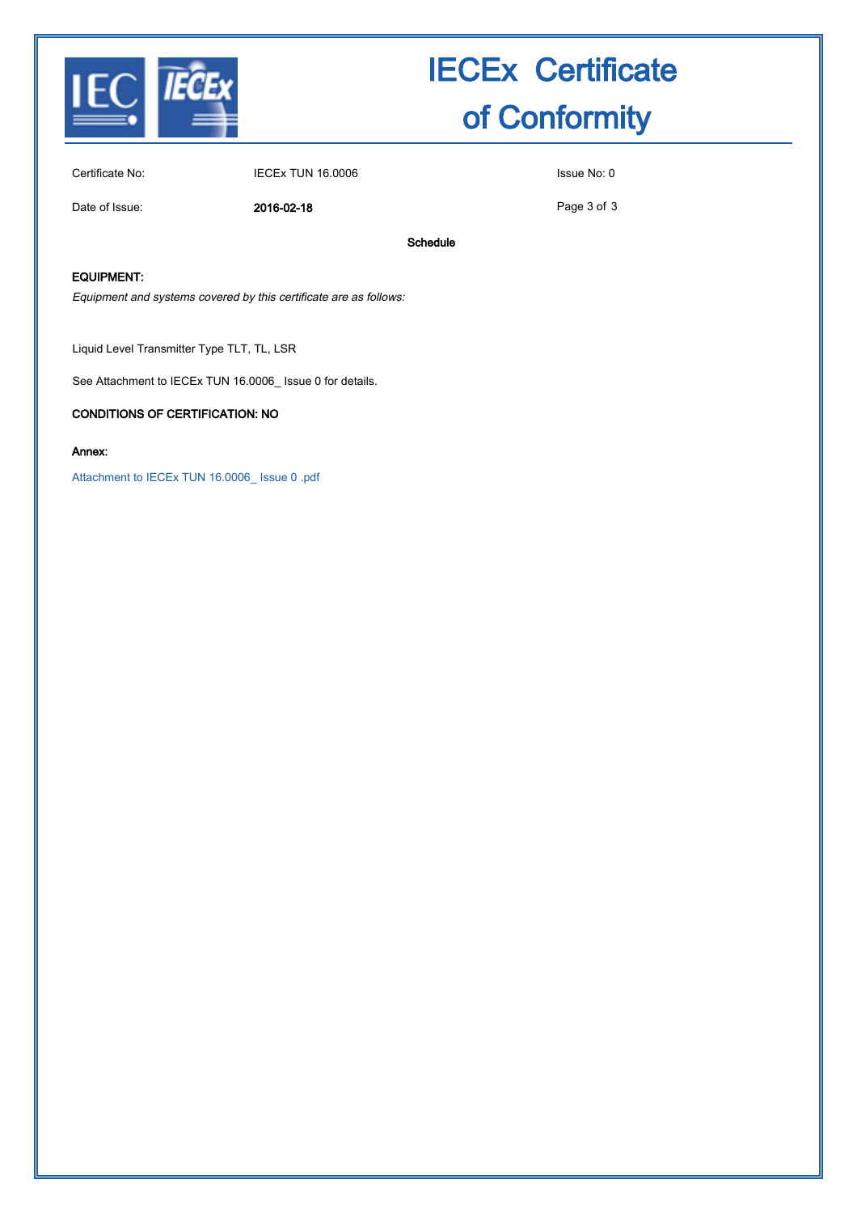# IECEx Certificate of Conformity

| Certificate No: | IECEx TUN 16.0006 | Issue No: 0 |
|---|---|---|
| Date of Issue: | **2016-02-18** | |

**Schedule**

**EQUIPMENT:**

*Equipment and systems covered by this certificate are as follows:*

Liquid Level Transmitter Type TLT, TL, LSR

See Attachment to IECEx TUN 16.0006_ Issue 0 for details.

**CONDITIONS OF CERTIFICATION: NO**

**Annex:**

Attachment to IECEx TUN 16.0006_ Issue 0 .pdf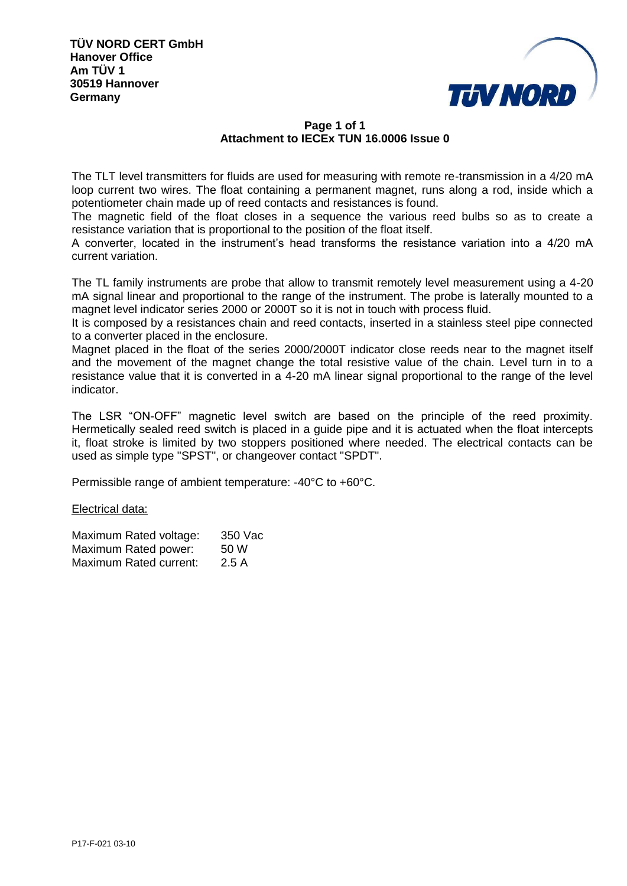**TÜV NORD CERT GmbH**
**Hanover Office**
**Am TÜV 1**
**30519 Hannover**
**Germany**

**Attachment to IECEx TUN 16.0006 Issue 0**

The TLT level transmitters for fluids are used for measuring with remote re-transmission in a 4/20 mA loop current two wires. The float containing a permanent magnet, runs along a rod, inside which a potentiometer chain made up of reed contacts and resistances is found.
The magnetic field of the float closes in a sequence the various reed bulbs so as to create a resistance variation that is proportional to the position of the float itself.
A converter, located in the instrument's head transforms the resistance variation into a 4/20 mA current variation.

The TL family instruments are probe that allow to transmit remotely level measurement using a 4-20 mA signal linear and proportional to the range of the instrument. The probe is laterally mounted to a magnet level indicator series 2000 or 2000T so it is not in touch with process fluid.
It is composed by a resistances chain and reed contacts, inserted in a stainless steel pipe connected to a converter placed in the enclosure.
Magnet placed in the float of the series 2000/2000T indicator close reeds near to the magnet itself and the movement of the magnet change the total resistive value of the chain. Level turn in to a resistance value that it is converted in a 4-20 mA linear signal proportional to the range of the level indicator.

The LSR "ON-OFF" magnetic level switch are based on the principle of the reed proximity. Hermetically sealed reed switch is placed in a guide pipe and it is actuated when the float intercepts it, float stroke is limited by two stoppers positioned where needed. The electrical contacts can be used as simple type "SPST", or changeover contact "SPDT".

Permissible range of ambient temperature: -40°C to +60°C.

Electrical data:

| | |
|---|---|
| Maximum Rated voltage: | 350 Vac |
| Maximum Rated power: | 50 W |
| Maximum Rated current: | 2.5 A |

P17-F-021 03-10